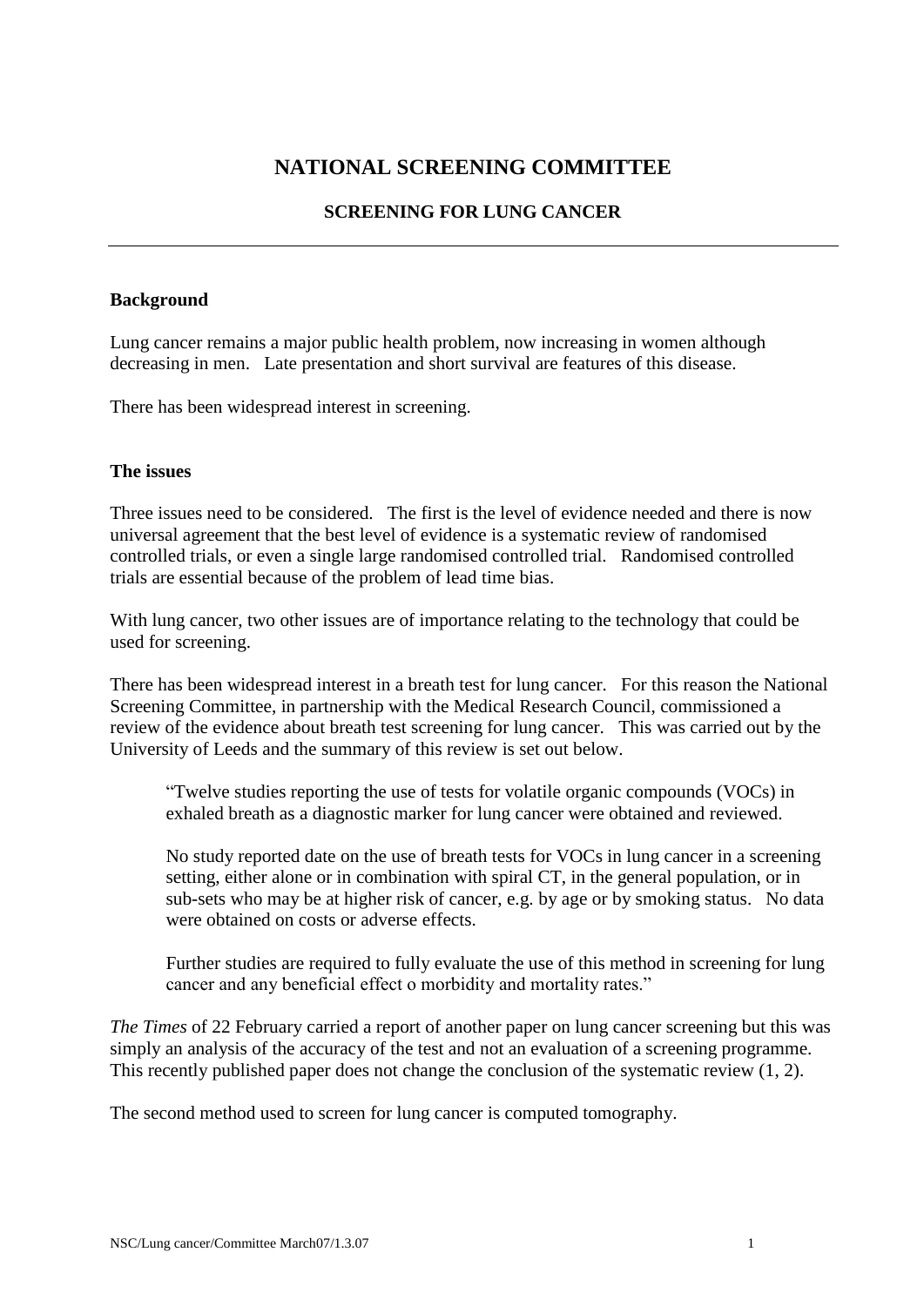# NATIONAL SCREENING COMMITTEE

## SCREENING FOR LUNG CANCER

---

### Background

Lung cancer remains a major public health problem, now increasing in women although decreasing in men. Late presentation and short survival are features of this disease.

There has been widespread interest in screening.

### The issues

Three issues need to be considered. The first is the level of evidence needed and there is now universal agreement that the best level of evidence is a systematic review of randomised controlled trials, or even a single large randomised controlled trial. Randomised controlled trials are essential because of the problem of lead time bias.

With lung cancer, two other issues are of importance relating to the technology that could be used for screening.

There has been widespread interest in a breath test for lung cancer. For this reason the National Screening Committee, in partnership with the Medical Research Council, commissioned a review of the evidence about breath test screening for lung cancer. This was carried out by the University of Leeds and the summary of this review is set out below.

> "Twelve studies reporting the use of tests for volatile organic compounds (VOCs) in exhaled breath as a diagnostic marker for lung cancer were obtained and reviewed.
>
> No study reported date on the use of breath tests for VOCs in lung cancer in a screening setting, either alone or in combination with spiral CT, in the general population, or in sub-sets who may be at higher risk of cancer, e.g. by age or by smoking status. No data were obtained on costs or adverse effects.
>
> Further studies are required to fully evaluate the use of this method in screening for lung cancer and any beneficial effect o morbidity and mortality rates."

*The Times* of 22 February carried a report of another paper on lung cancer screening but this was simply an analysis of the accuracy of the test and not an evaluation of a screening programme. This recently published paper does not change the conclusion of the systematic review (1, 2).

The second method used to screen for lung cancer is computed tomography.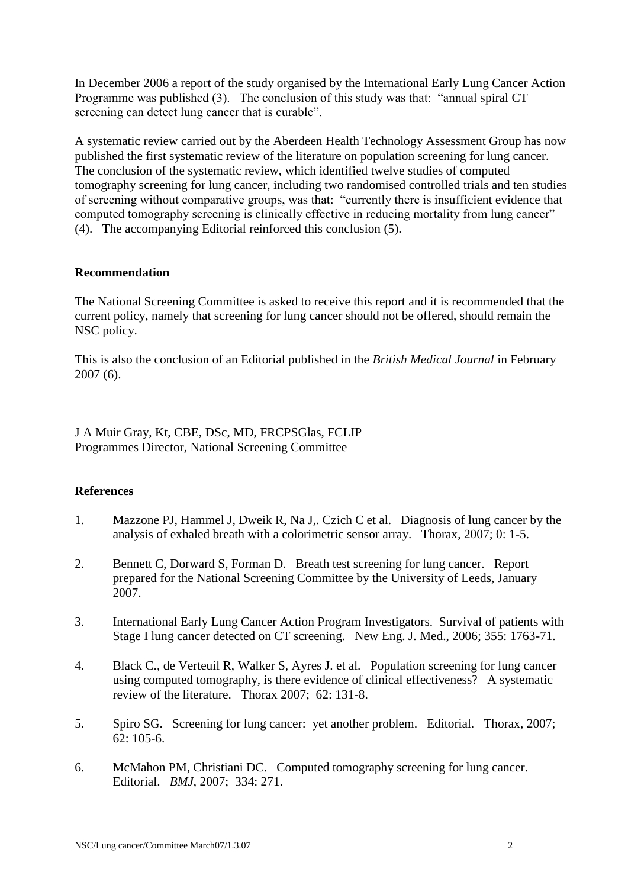In December 2006 a report of the study organised by the International Early Lung Cancer Action Programme was published (3). The conclusion of this study was that: "annual spiral CT screening can detect lung cancer that is curable".

A systematic review carried out by the Aberdeen Health Technology Assessment Group has now published the first systematic review of the literature on population screening for lung cancer. The conclusion of the systematic review, which identified twelve studies of computed tomography screening for lung cancer, including two randomised controlled trials and ten studies of screening without comparative groups, was that: "currently there is insufficient evidence that computed tomography screening is clinically effective in reducing mortality from lung cancer" (4). The accompanying Editorial reinforced this conclusion (5).

## Recommendation

The National Screening Committee is asked to receive this report and it is recommended that the current policy, namely that screening for lung cancer should not be offered, should remain the NSC policy.

This is also the conclusion of an Editorial published in the *British Medical Journal* in February 2007 (6).

J A Muir Gray, Kt, CBE, DSc, MD, FRCPSGlas, FCLIP
Programmes Director, National Screening Committee

## References

1. Mazzone PJ, Hammel J, Dweik R, Na J,. Czich C et al. Diagnosis of lung cancer by the analysis of exhaled breath with a colorimetric sensor array. Thorax, 2007; 0: 1-5.
2. Bennett C, Dorward S, Forman D. Breath test screening for lung cancer. Report prepared for the National Screening Committee by the University of Leeds, January 2007.
3. International Early Lung Cancer Action Program Investigators. Survival of patients with Stage I lung cancer detected on CT screening. New Eng. J. Med., 2006; 355: 1763-71.
4. Black C., de Verteuil R, Walker S, Ayres J. et al. Population screening for lung cancer using computed tomography, is there evidence of clinical effectiveness? A systematic review of the literature. Thorax 2007; 62: 131-8.
5. Spiro SG. Screening for lung cancer: yet another problem. Editorial. Thorax, 2007; 62: 105-6.
6. McMahon PM, Christiani DC. Computed tomography screening for lung cancer. Editorial. *BMJ*, 2007; 334: 271.